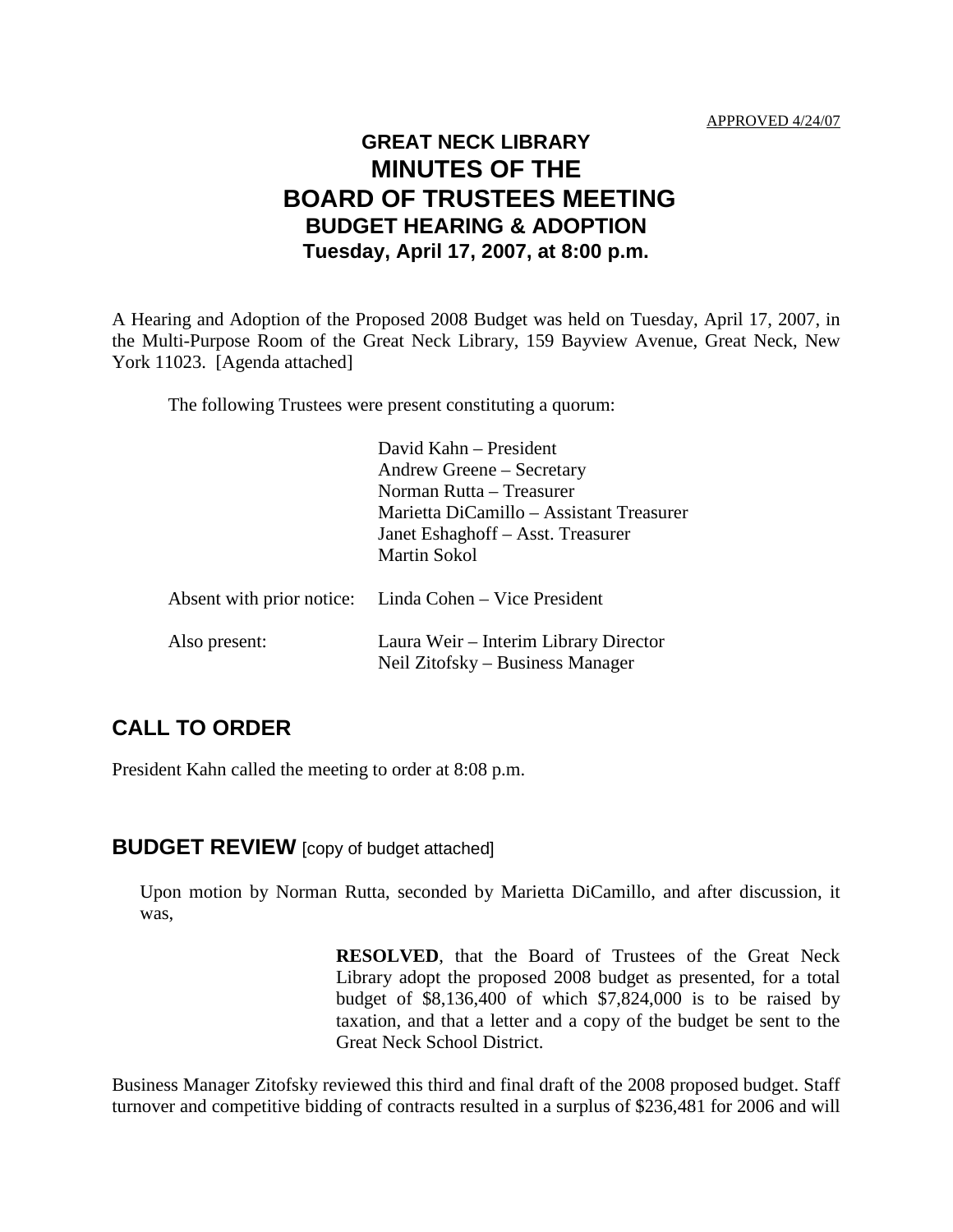APPROVED 4/24/07

# GREAT NECK LIBRARY
# MINUTES OF THE
# BOARD OF TRUSTEES MEETING
## BUDGET HEARING & ADOPTION
### Tuesday, April 17, 2007, at 8:00 p.m.

A Hearing and Adoption of the Proposed 2008 Budget was held on Tuesday, April 17, 2007, in the Multi-Purpose Room of the Great Neck Library, 159 Bayview Avenue, Great Neck, New York 11023. [Agenda attached]

The following Trustees were present constituting a quorum:

David Kahn – President
Andrew Greene – Secretary
Norman Rutta – Treasurer
Marietta DiCamillo – Assistant Treasurer
Janet Eshaghoff – Asst. Treasurer
Martin Sokol

Absent with prior notice: Linda Cohen – Vice President

Also present: Laura Weir – Interim Library Director
Neil Zitofsky – Business Manager

## CALL TO ORDER

President Kahn called the meeting to order at 8:08 p.m.

## BUDGET REVIEW [copy of budget attached]

Upon motion by Norman Rutta, seconded by Marietta DiCamillo, and after discussion, it was,

> **RESOLVED**, that the Board of Trustees of the Great Neck Library adopt the proposed 2008 budget as presented, for a total budget of $8,136,400 of which $7,824,000 is to be raised by taxation, and that a letter and a copy of the budget be sent to the Great Neck School District.

Business Manager Zitofsky reviewed this third and final draft of the 2008 proposed budget. Staff turnover and competitive bidding of contracts resulted in a surplus of $236,481 for 2006 and will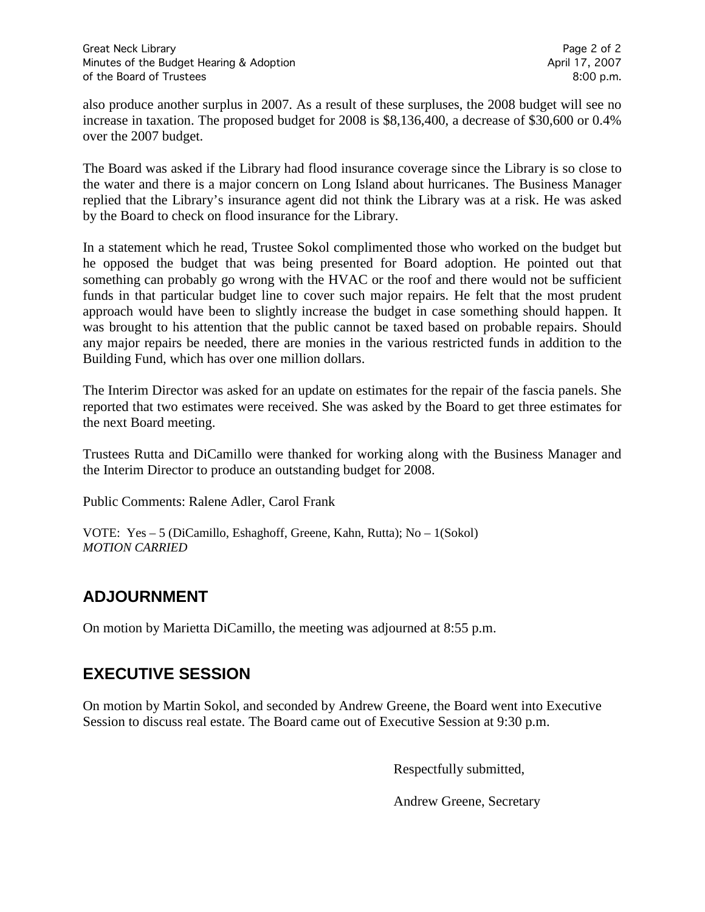also produce another surplus in 2007. As a result of these surpluses, the 2008 budget will see no increase in taxation. The proposed budget for 2008 is $8,136,400, a decrease of $30,600 or 0.4% over the 2007 budget.

The Board was asked if the Library had flood insurance coverage since the Library is so close to the water and there is a major concern on Long Island about hurricanes. The Business Manager replied that the Library's insurance agent did not think the Library was at a risk. He was asked by the Board to check on flood insurance for the Library.

In a statement which he read, Trustee Sokol complimented those who worked on the budget but he opposed the budget that was being presented for Board adoption. He pointed out that something can probably go wrong with the HVAC or the roof and there would not be sufficient funds in that particular budget line to cover such major repairs. He felt that the most prudent approach would have been to slightly increase the budget in case something should happen. It was brought to his attention that the public cannot be taxed based on probable repairs. Should any major repairs be needed, there are monies in the various restricted funds in addition to the Building Fund, which has over one million dollars.

The Interim Director was asked for an update on estimates for the repair of the fascia panels. She reported that two estimates were received. She was asked by the Board to get three estimates for the next Board meeting.

Trustees Rutta and DiCamillo were thanked for working along with the Business Manager and the Interim Director to produce an outstanding budget for 2008.

Public Comments: Ralene Adler, Carol Frank

VOTE: Yes – 5 (DiCamillo, Eshaghoff, Greene, Kahn, Rutta); No – 1(Sokol)
*MOTION CARRIED*

## ADJOURNMENT

On motion by Marietta DiCamillo, the meeting was adjourned at 8:55 p.m.

## EXECUTIVE SESSION

On motion by Martin Sokol, and seconded by Andrew Greene, the Board went into Executive Session to discuss real estate. The Board came out of Executive Session at 9:30 p.m.

Respectfully submitted,

Andrew Greene, Secretary